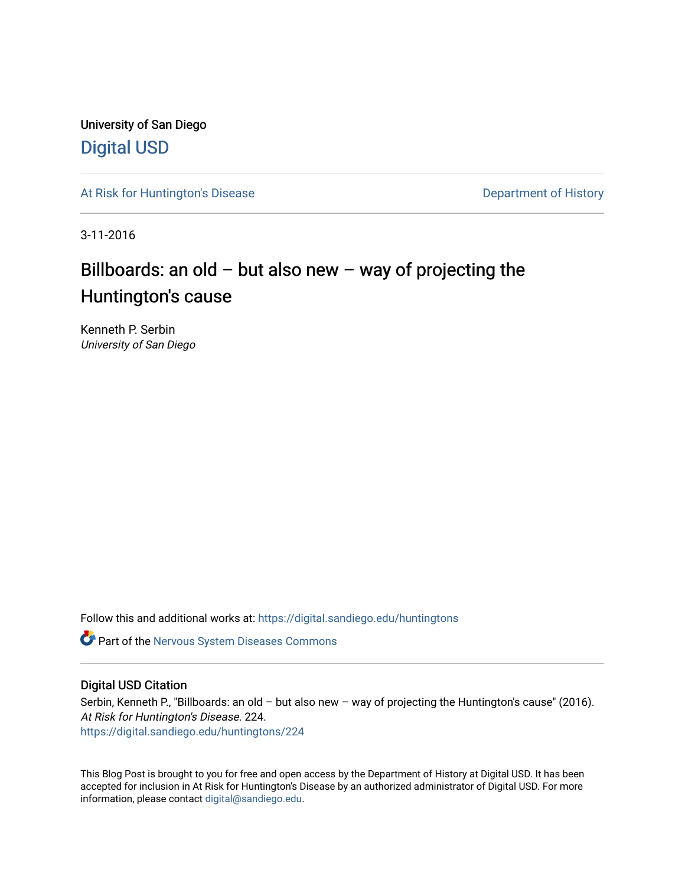University of San Diego

Digital USD

At Risk for Huntington's Disease

Department of History

3-11-2016

# Billboards: an old – but also new – way of projecting the Huntington's cause

Kenneth P. Serbin
*University of San Diego*

Follow this and additional works at: https://digital.sandiego.edu/huntingtons

Part of the Nervous System Diseases Commons

## Digital USD Citation

Serbin, Kenneth P., "Billboards: an old – but also new – way of projecting the Huntington's cause" (2016). *At Risk for Huntington's Disease*. 224.
https://digital.sandiego.edu/huntingtons/224

This Blog Post is brought to you for free and open access by the Department of History at Digital USD. It has been accepted for inclusion in At Risk for Huntington's Disease by an authorized administrator of Digital USD. For more information, please contact digital@sandiego.edu.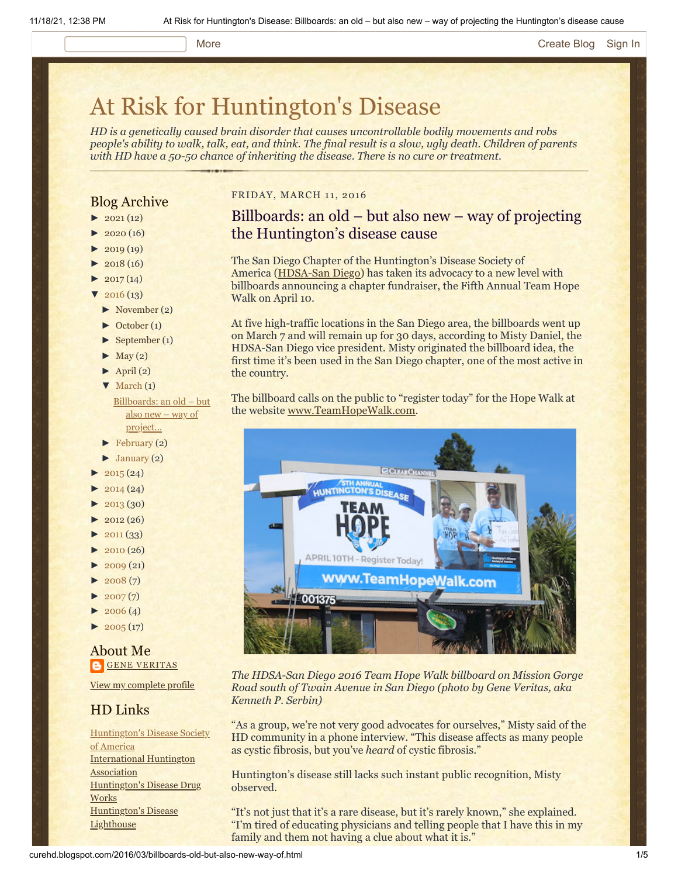# At Risk for Huntington's Disease

*HD is a genetically caused brain disorder that causes uncontrollable bodily movements and robs people's ability to walk, talk, eat, and think. The final result is a slow, ugly death. Children of parents with HD have a 50-50 chance of inheriting the disease. There is no cure or treatment.*

## Blog Archive

- ► 2021 (12)
- ► 2020 (16)
- ► 2019 (19)
- ► 2018 (16)
- ► 2017 (14)
- ▼ 2016 (13)
  - ► November (2)
  - ► October (1)
  - ► September (1)
  - ► May (2)
  - ► April (2)
  - ▼ March (1)
    - Billboards: an old – but also new – way of project...
  - ► February (2)
  - ► January (2)
- ► 2015 (24)
- ► 2014 (24)
- ► 2013 (30)
- ► 2012 (26)
- ► 2011 (33)
- ► 2010 (26)
- ► 2009 (21)
- ► 2008 (7)
- ► 2007 (7)
- ► 2006 (4)
- ► 2005 (17)

## About Me

GENE VERITAS

View my complete profile

## HD Links

- Huntington's Disease Society of America
- International Huntington Association
- Huntington's Disease Drug Works
- Huntington's Disease Lighthouse

FRIDAY, MARCH 11, 2016

## Billboards: an old – but also new – way of projecting the Huntington's disease cause

The San Diego Chapter of the Huntington's Disease Society of America (HDSA-San Diego) has taken its advocacy to a new level with billboards announcing a chapter fundraiser, the Fifth Annual Team Hope Walk on April 10.

At five high-traffic locations in the San Diego area, the billboards went up on March 7 and will remain up for 30 days, according to Misty Daniel, the HDSA-San Diego vice president. Misty originated the billboard idea, the first time it's been used in the San Diego chapter, one of the most active in the country.

The billboard calls on the public to "register today" for the Hope Walk at the website www.TeamHopeWalk.com.

*The HDSA-San Diego 2016 Team Hope Walk billboard on Mission Gorge Road south of Twain Avenue in San Diego (photo by Gene Veritas, aka Kenneth P. Serbin)*

"As a group, we're not very good advocates for ourselves," Misty said of the HD community in a phone interview. "This disease affects as many people as cystic fibrosis, but you've *heard* of cystic fibrosis."

Huntington's disease still lacks such instant public recognition, Misty observed.

"It's not just that it's a rare disease, but it's rarely known," she explained. "I'm tired of educating physicians and telling people that I have this in my family and them not having a clue about what it is."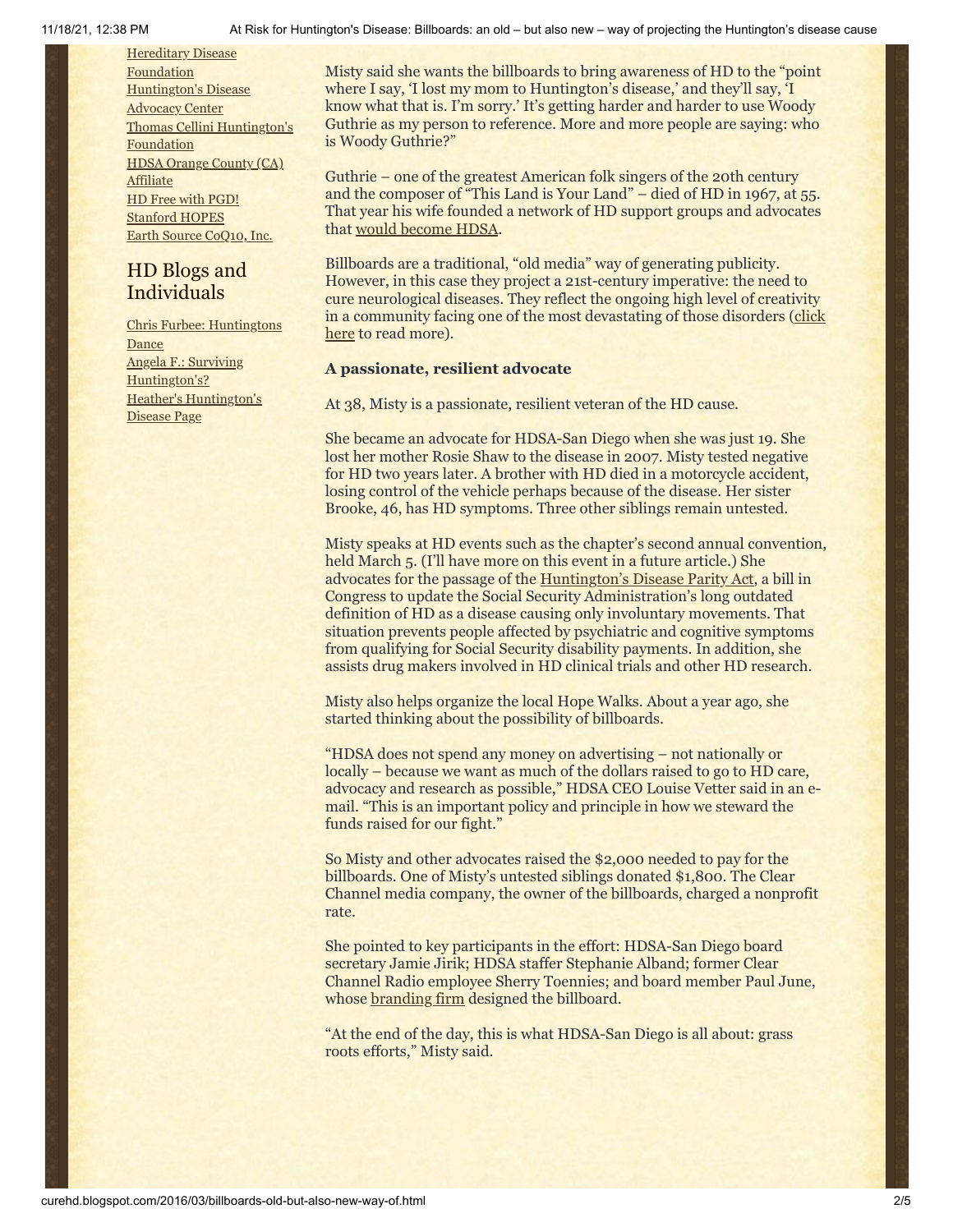[Hereditary Disease Foundation](#)
[Huntington's Disease Advocacy Center](#)
[Thomas Cellini Huntington's Foundation](#)
[HDSA Orange County (CA) Affiliate](#)
[HD Free with PGD!](#)
[Stanford HOPES](#)
[Earth Source CoQ10, Inc.](#)

## HD Blogs and Individuals

[Chris Furbee: Huntingtons Dance](#)
[Angela F.: Surviving Huntington's?](#)
[Heather's Huntington's Disease Page](#)

Misty said she wants the billboards to bring awareness of HD to the "point where I say, 'I lost my mom to Huntington's disease,' and they'll say, 'I know what that is. I'm sorry.' It's getting harder and harder to use Woody Guthrie as my person to reference. More and more people are saying: who is Woody Guthrie?"

Guthrie – one of the greatest American folk singers of the 20th century and the composer of "This Land is Your Land" – died of HD in 1967, at 55. That year his wife founded a network of HD support groups and advocates that would become HDSA.

Billboards are a traditional, "old media" way of generating publicity. However, in this case they project a 21st-century imperative: the need to cure neurological diseases. They reflect the ongoing high level of creativity in a community facing one of the most devastating of those disorders (click here to read more).

**A passionate, resilient advocate**

At 38, Misty is a passionate, resilient veteran of the HD cause.

She became an advocate for HDSA-San Diego when she was just 19. She lost her mother Rosie Shaw to the disease in 2007. Misty tested negative for HD two years later. A brother with HD died in a motorcycle accident, losing control of the vehicle perhaps because of the disease. Her sister Brooke, 46, has HD symptoms. Three other siblings remain untested.

Misty speaks at HD events such as the chapter's second annual convention, held March 5. (I'll have more on this event in a future article.) She advocates for the passage of the Huntington's Disease Parity Act, a bill in Congress to update the Social Security Administration's long outdated definition of HD as a disease causing only involuntary movements. That situation prevents people affected by psychiatric and cognitive symptoms from qualifying for Social Security disability payments. In addition, she assists drug makers involved in HD clinical trials and other HD research.

Misty also helps organize the local Hope Walks. About a year ago, she started thinking about the possibility of billboards.

"HDSA does not spend any money on advertising – not nationally or locally – because we want as much of the dollars raised to go to HD care, advocacy and research as possible," HDSA CEO Louise Vetter said in an e-mail. "This is an important policy and principle in how we steward the funds raised for our fight."

So Misty and other advocates raised the $2,000 needed to pay for the billboards. One of Misty's untested siblings donated $1,800. The Clear Channel media company, the owner of the billboards, charged a nonprofit rate.

She pointed to key participants in the effort: HDSA-San Diego board secretary Jamie Jirik; HDSA staffer Stephanie Alband; former Clear Channel Radio employee Sherry Toennies; and board member Paul June, whose branding firm designed the billboard.

"At the end of the day, this is what HDSA-San Diego is all about: grass roots efforts," Misty said.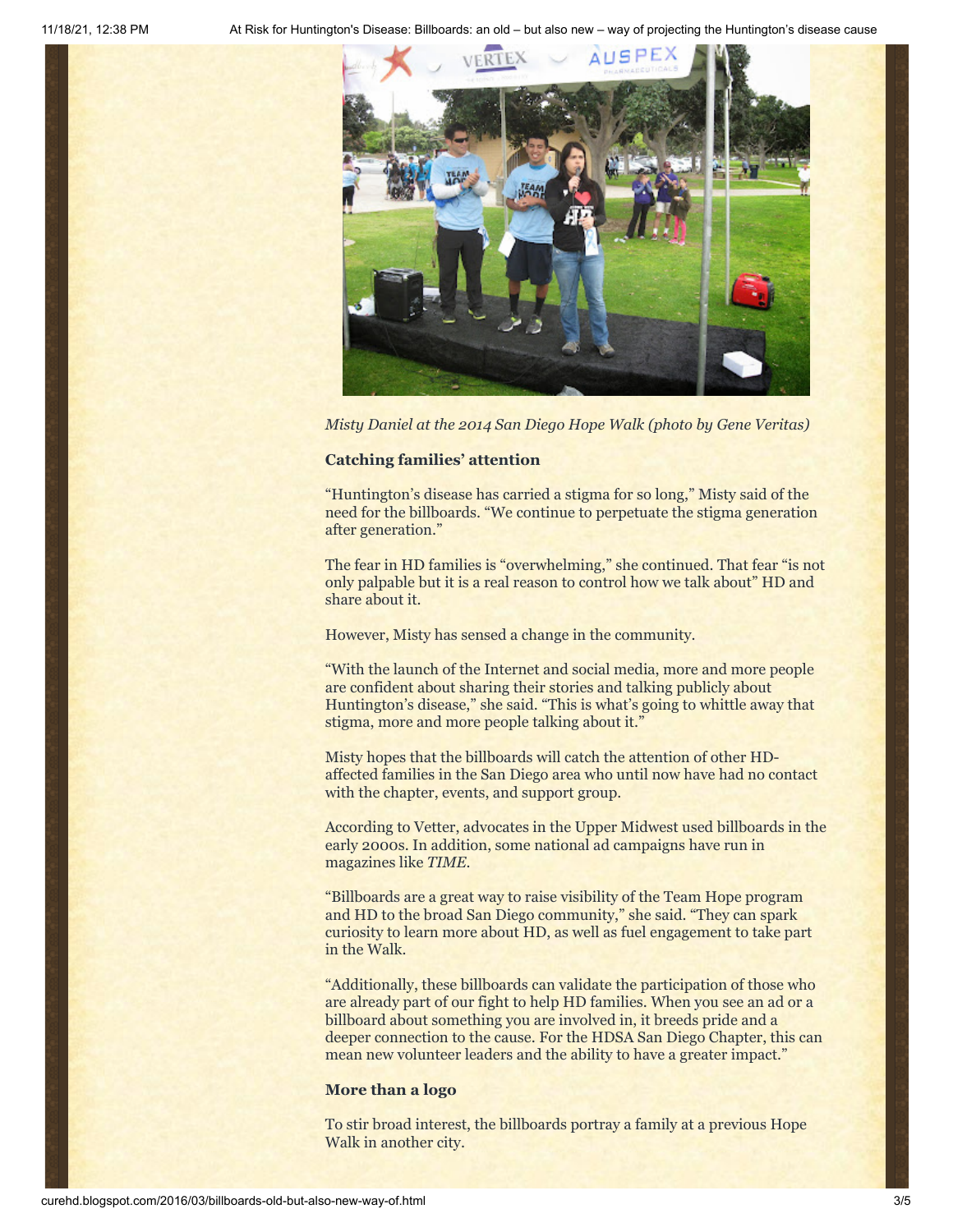*Misty Daniel at the 2014 San Diego Hope Walk (photo by Gene Veritas)*

**Catching families' attention**

"Huntington's disease has carried a stigma for so long," Misty said of the need for the billboards. "We continue to perpetuate the stigma generation after generation."

The fear in HD families is "overwhelming," she continued. That fear "is not only palpable but it is a real reason to control how we talk about" HD and share about it.

However, Misty has sensed a change in the community.

"With the launch of the Internet and social media, more and more people are confident about sharing their stories and talking publicly about Huntington's disease," she said. "This is what's going to whittle away that stigma, more and more people talking about it."

Misty hopes that the billboards will catch the attention of other HD-affected families in the San Diego area who until now have had no contact with the chapter, events, and support group.

According to Vetter, advocates in the Upper Midwest used billboards in the early 2000s. In addition, some national ad campaigns have run in magazines like *TIME*.

"Billboards are a great way to raise visibility of the Team Hope program and HD to the broad San Diego community," she said. "They can spark curiosity to learn more about HD, as well as fuel engagement to take part in the Walk.

"Additionally, these billboards can validate the participation of those who are already part of our fight to help HD families. When you see an ad or a billboard about something you are involved in, it breeds pride and a deeper connection to the cause. For the HDSA San Diego Chapter, this can mean new volunteer leaders and the ability to have a greater impact."

**More than a logo**

To stir broad interest, the billboards portray a family at a previous Hope Walk in another city.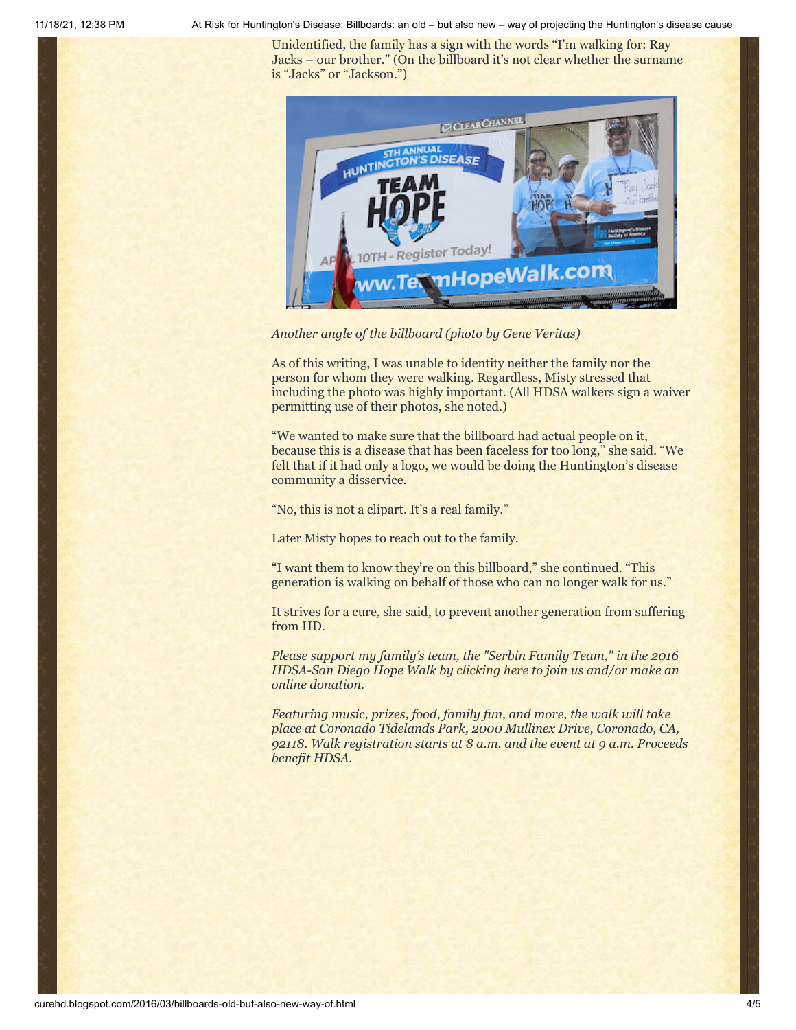Unidentified, the family has a sign with the words "I'm walking for: Ray Jacks – our brother." (On the billboard it's not clear whether the surname is "Jacks" or "Jackson.")

*Another angle of the billboard (photo by Gene Veritas)*

As of this writing, I was unable to identity neither the family nor the person for whom they were walking. Regardless, Misty stressed that including the photo was highly important. (All HDSA walkers sign a waiver permitting use of their photos, she noted.)

"We wanted to make sure that the billboard had actual people on it, because this is a disease that has been faceless for too long," she said. "We felt that if it had only a logo, we would be doing the Huntington's disease community a disservice.

"No, this is not a clipart. It's a real family."

Later Misty hopes to reach out to the family.

"I want them to know they're on this billboard," she continued. "This generation is walking on behalf of those who can no longer walk for us."

It strives for a cure, she said, to prevent another generation from suffering from HD.

*Please support my family's team, the "Serbin Family Team," in the 2016 HDSA-San Diego Hope Walk by [clicking here] to join us and/or make an online donation.*

*Featuring music, prizes, food, family fun, and more, the walk will take place at Coronado Tidelands Park, 2000 Mullinex Drive, Coronado, CA, 92118. Walk registration starts at 8 a.m. and the event at 9 a.m. Proceeds benefit HDSA.*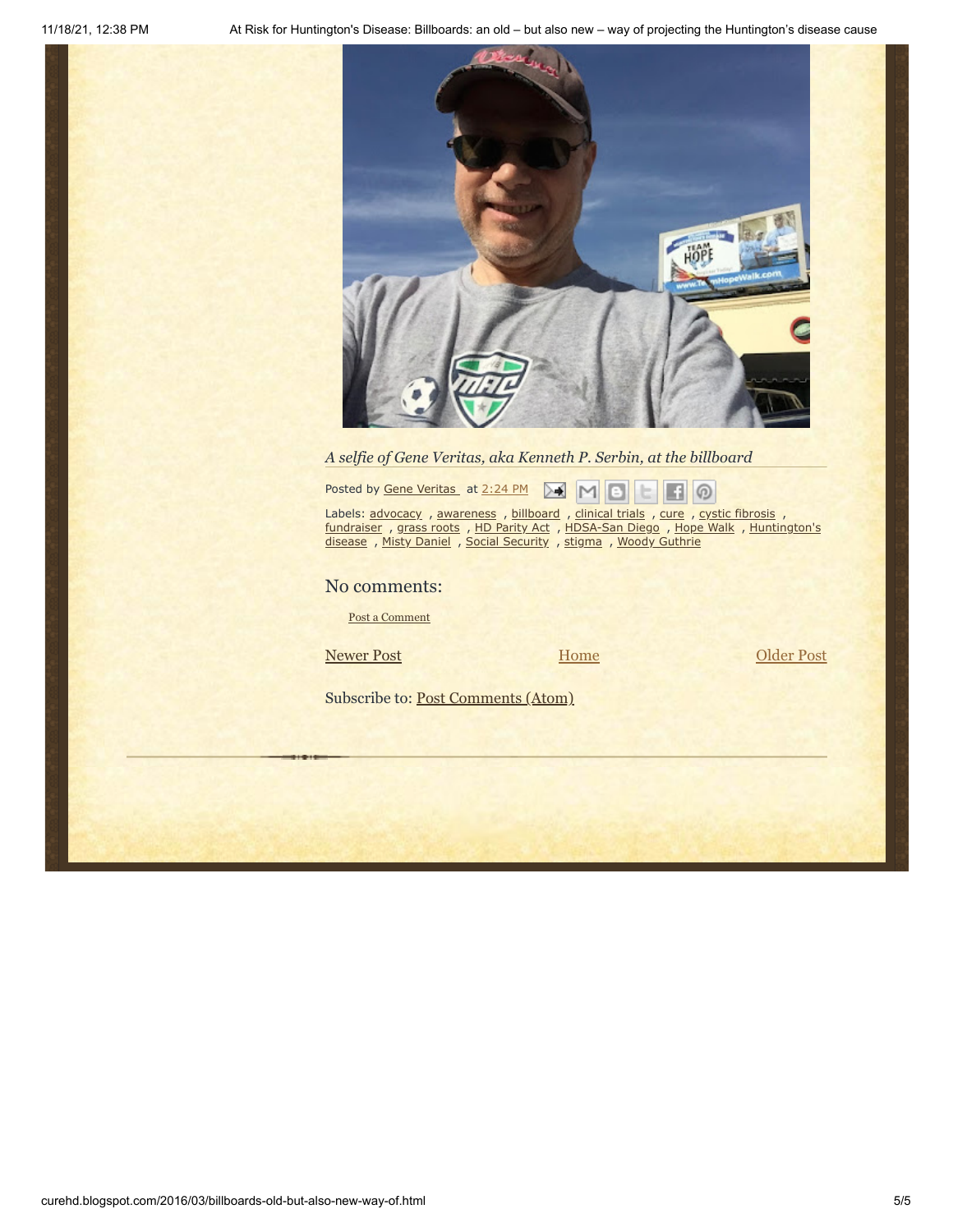*A selfie of Gene Veritas, aka Kenneth P. Serbin, at the billboard*

Posted by Gene Veritas at 2:24 PM

Labels: advocacy , awareness , billboard , clinical trials , cure , cystic fibrosis , fundraiser , grass roots , HD Parity Act , HDSA-San Diego , Hope Walk , Huntington's disease , Misty Daniel , Social Security , stigma , Woody Guthrie

## No comments:

Post a Comment

Newer Post | Home | Older Post

Subscribe to: Post Comments (Atom)